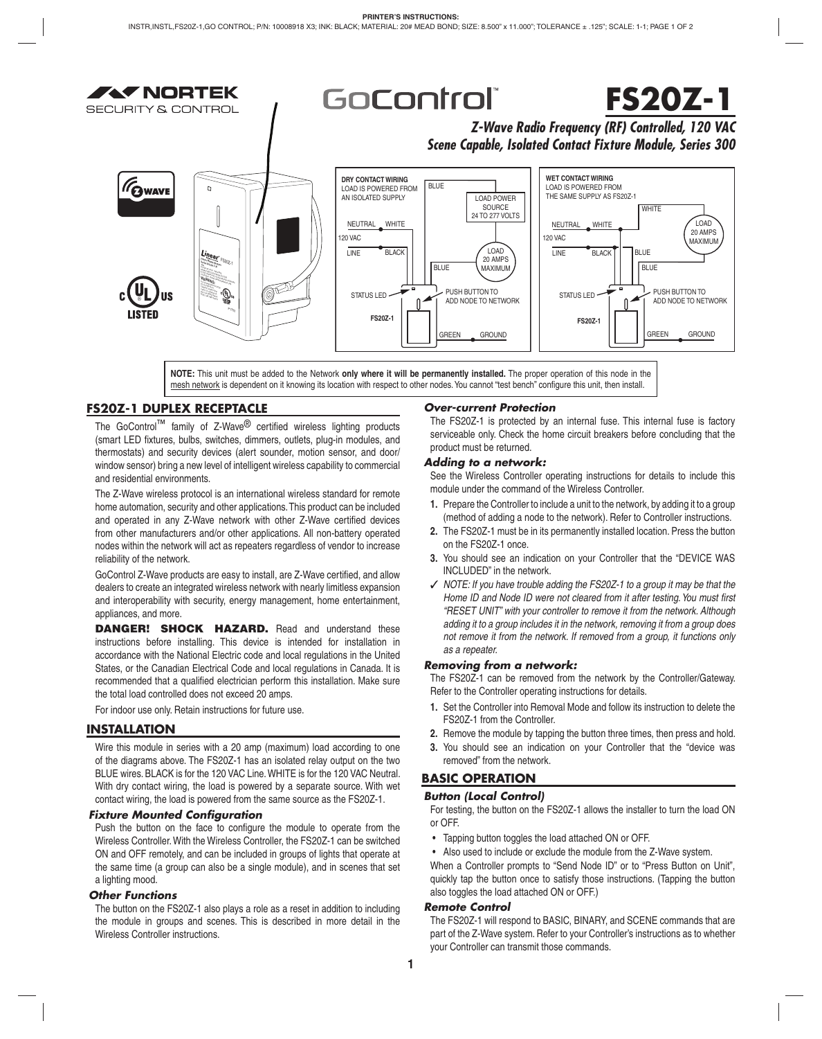# FS20Z-1

GoControl™

***Z-Wave Radio Frequency (RF) Controlled, 120 VAC Scene Capable, Isolated Contact Fixture Module, Series 300***

**NOTE:** This unit must be added to the Network **only where it will be permanently installed.** The proper operation of this node in the mesh network is dependent on it knowing its location with respect to other nodes. You cannot "test bench" configure this unit, then install.

## FS20Z-1 DUPLEX RECEPTACLE

The GoControl™ family of Z-Wave® certified wireless lighting products (smart LED fixtures, bulbs, switches, dimmers, outlets, plug-in modules, and thermostats) and security devices (alert sounder, motion sensor, and door/window sensor) bring a new level of intelligent wireless capability to commercial and residential environments.

The Z-Wave wireless protocol is an international wireless standard for remote home automation, security and other applications. This product can be included and operated in any Z-Wave network with other Z-Wave certified devices from other manufacturers and/or other applications. All non-battery operated nodes within the network will act as repeaters regardless of vendor to increase reliability of the network.

GoControl Z-Wave products are easy to install, are Z-Wave certified, and allow dealers to create an integrated wireless network with nearly limitless expansion and interoperability with security, energy management, home entertainment, appliances, and more.

**DANGER! SHOCK HAZARD.** Read and understand these instructions before installing. This device is intended for installation in accordance with the National Electric code and local regulations in the United States, or the Canadian Electrical Code and local regulations in Canada. It is recommended that a qualified electrician perform this installation. Make sure the total load controlled does not exceed 20 amps.

For indoor use only. Retain instructions for future use.

## INSTALLATION

Wire this module in series with a 20 amp (maximum) load according to one of the diagrams above. The FS20Z-1 has an isolated relay output on the two BLUE wires. BLACK is for the 120 VAC Line. WHITE is for the 120 VAC Neutral. With dry contact wiring, the load is powered by a separate source. With wet contact wiring, the load is powered from the same source as the FS20Z-1.

### *Fixture Mounted Configuration*

Push the button on the face to configure the module to operate from the Wireless Controller. With the Wireless Controller, the FS20Z-1 can be switched ON and OFF remotely, and can be included in groups of lights that operate at the same time (a group can also be a single module), and in scenes that set a lighting mood.

### *Other Functions*

The button on the FS20Z-1 also plays a role as a reset in addition to including the module in groups and scenes. This is described in more detail in the Wireless Controller instructions.

### *Over-current Protection*

The FS20Z-1 is protected by an internal fuse. This internal fuse is factory serviceable only. Check the home circuit breakers before concluding that the product must be returned.

### *Adding to a network:*

See the Wireless Controller operating instructions for details to include this module under the command of the Wireless Controller.

1. Prepare the Controller to include a unit to the network, by adding it to a group (method of adding a node to the network). Refer to Controller instructions.
2. The FS20Z-1 must be in its permanently installed location. Press the button on the FS20Z-1 once.
3. You should see an indication on your Controller that the "DEVICE WAS INCLUDED" in the network.

✓ *NOTE: If you have trouble adding the FS20Z-1 to a group it may be that the Home ID and Node ID were not cleared from it after testing. You must first "RESET UNIT" with your controller to remove it from the network. Although adding it to a group includes it in the network, removing it from a group does not remove it from the network. If removed from a group, it functions only as a repeater.*

### *Removing from a network:*

The FS20Z-1 can be removed from the network by the Controller/Gateway. Refer to the Controller operating instructions for details.

1. Set the Controller into Removal Mode and follow its instruction to delete the FS20Z-1 from the Controller.
2. Remove the module by tapping the button three times, then press and hold.
3. You should see an indication on your Controller that the "device was removed" from the network.

## BASIC OPERATION

### *Button (Local Control)*

For testing, the button on the FS20Z-1 allows the installer to turn the load ON or OFF.

- Tapping button toggles the load attached ON or OFF.
- Also used to include or exclude the module from the Z-Wave system.

When a Controller prompts to "Send Node ID" or to "Press Button on Unit", quickly tap the button once to satisfy those instructions. (Tapping the button also toggles the load attached ON or OFF.)

### *Remote Control*

The FS20Z-1 will respond to BASIC, BINARY, and SCENE commands that are part of the Z-Wave system. Refer to your Controller's instructions as to whether your Controller can transmit those commands.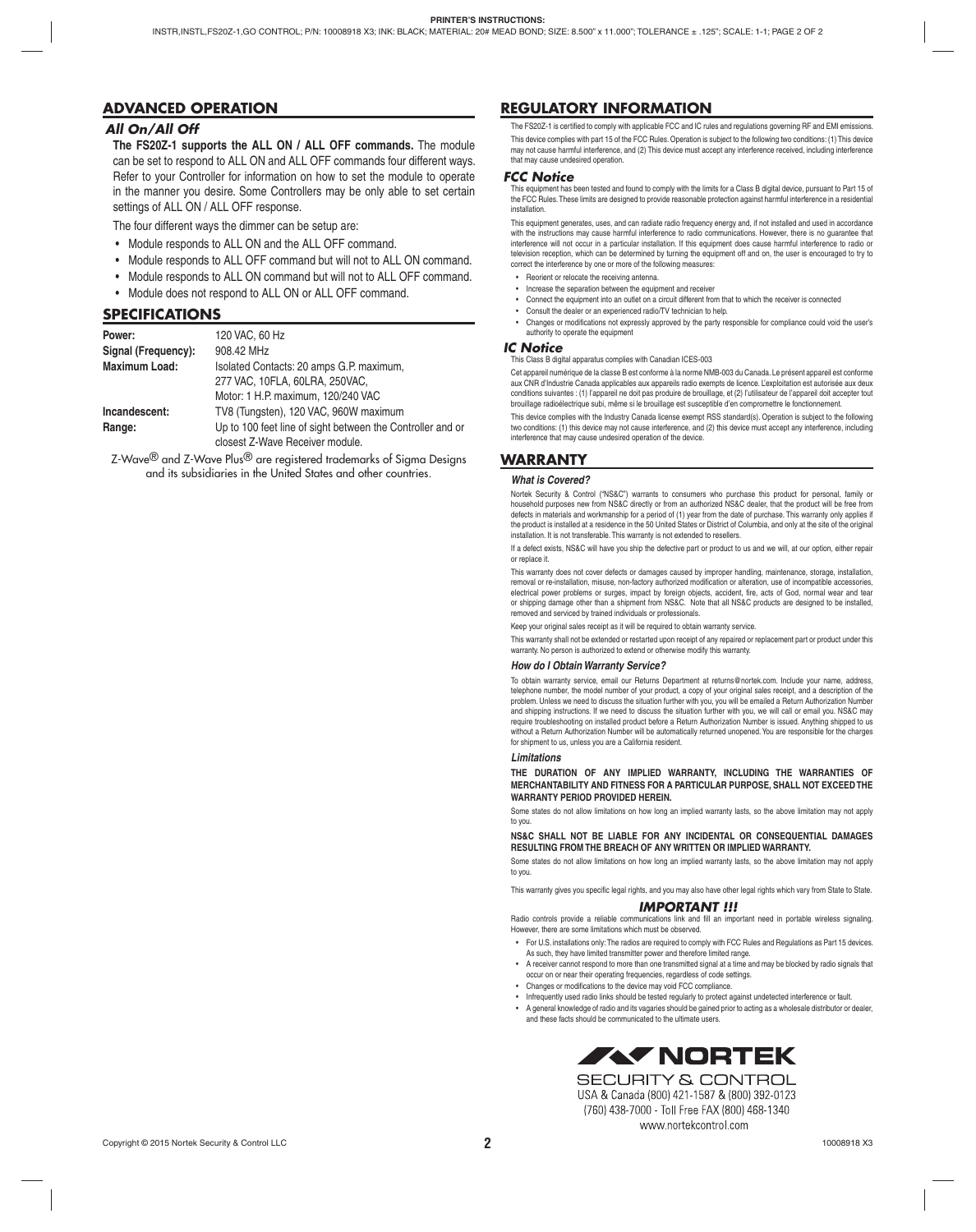## ADVANCED OPERATION

### All On/All Off

**The FS20Z-1 supports the ALL ON / ALL OFF commands.** The module can be set to respond to ALL ON and ALL OFF commands four different ways. Refer to your Controller for information on how to set the module to operate in the manner you desire. Some Controllers may be only able to set certain settings of ALL ON / ALL OFF response.

The four different ways the dimmer can be setup are:

- Module responds to ALL ON and the ALL OFF command.
- Module responds to ALL OFF command but will not to ALL ON command.
- Module responds to ALL ON command but will not to ALL OFF command.
- Module does not respond to ALL ON or ALL OFF command.

## SPECIFICATIONS

| | |
|---|---|
| **Power:** | 120 VAC, 60 Hz |
| **Signal (Frequency):** | 908.42 MHz |
| **Maximum Load:** | Isolated Contacts: 20 amps G.P. maximum, 277 VAC, 10FLA, 60LRA, 250VAC, Motor: 1 H.P. maximum, 120/240 VAC |
| **Incandescent:** | TV8 (Tungsten), 120 VAC, 960W maximum |
| **Range:** | Up to 100 feet line of sight between the Controller and or closest Z-Wave Receiver module. |

Z-Wave® and Z-Wave Plus® are registered trademarks of Sigma Designs and its subsidiaries in the United States and other countries.

## REGULATORY INFORMATION

The FS20Z-1 is certified to comply with applicable FCC and IC rules and regulations governing RF and EMI emissions.

This device complies with part 15 of the FCC Rules. Operation is subject to the following two conditions: (1) This device may not cause harmful interference, and (2) This device must accept any interference received, including interference that may cause undesired operation.

### FCC Notice

This equipment has been tested and found to comply with the limits for a Class B digital device, pursuant to Part 15 of the FCC Rules. These limits are designed to provide reasonable protection against harmful interference in a residential installation.

This equipment generates, uses, and can radiate radio frequency energy and, if not installed and used in accordance with the instructions may cause harmful interference to radio communications. However, there is no guarantee that interference will not occur in a particular installation. If this equipment does cause harmful interference to radio or television reception, which can be determined by turning the equipment off and on, the user is encouraged to try to correct the interference by one or more of the following measures:

- Reorient or relocate the receiving antenna.
- Increase the separation between the equipment and receiver
- Connect the equipment into an outlet on a circuit different from that to which the receiver is connected
- Consult the dealer or an experienced radio/TV technician to help.
- Changes or modifications not expressly approved by the party responsible for compliance could void the user's authority to operate the equipment

### IC Notice

This Class B digital apparatus complies with Canadian ICES-003

Cet appareil numérique de la classe B est conforme à la norme NMB-003 du Canada. Le présent appareil est conforme aux CNR d'Industrie Canada applicables aux appareils radio exempts de licence. L'exploitation est autorisée aux deux conditions suivantes : (1) l'appareil ne doit pas produire de brouillage, et (2) l'utilisateur de l'appareil doit accepter tout brouillage radioélectrique subi, même si le brouillage est susceptible d'en compromettre le fonctionnement.

This device complies with the Industry Canada license exempt RSS standard(s). Operation is subject to the following two conditions: (1) this device may not cause interference, and (2) this device must accept any interference, including interference that may cause undesired operation of the device.

## WARRANTY

### What is Covered?

Nortek Security & Control ("NS&C") warrants to consumers who purchase this product for personal, family or household purposes new from NS&C directly or from an authorized NS&C dealer, that the product will be free from defects in materials and workmanship for a period of (1) year from the date of purchase. This warranty only applies if the product is installed at a residence in the 50 United States or District of Columbia, and only at the site of the original installation. It is not transferable. This warranty is not extended to resellers.

If a defect exists, NS&C will have you ship the defective part or product to us and we will, at our option, either repair or replace it.

This warranty does not cover defects or damages caused by improper handling, maintenance, storage, installation, removal or re-installation, misuse, non-factory authorized modification or alteration, use of incompatible accessories, electrical power problems or surges, impact by foreign objects, accident, fire, acts of God, normal wear and tear or shipping damage other than a shipment from NS&C. Note that all NS&C products are designed to be installed, removed and serviced by trained individuals or professionals.

Keep your original sales receipt as it will be required to obtain warranty service.

This warranty shall not be extended or restarted upon receipt of any repaired or replacement part or product under this warranty. No person is authorized to extend or otherwise modify this warranty.

### How do I Obtain Warranty Service?

To obtain warranty service, email our Returns Department at returns@nortek.com. Include your name, address, telephone number, the model number of your product, a copy of your original sales receipt, and a description of the problem. Unless we need to discuss the situation further with you, you will be emailed a Return Authorization Number and shipping instructions. If we need to discuss the situation further with you, we will call or email you. NS&C may require troubleshooting on installed product before a Return Authorization Number is issued. Anything shipped to us without a Return Authorization Number will be automatically returned unopened. You are responsible for the charges for shipment to us, unless you are a California resident.

### Limitations

**THE DURATION OF ANY IMPLIED WARRANTY, INCLUDING THE WARRANTIES OF MERCHANTABILITY AND FITNESS FOR A PARTICULAR PURPOSE, SHALL NOT EXCEED THE WARRANTY PERIOD PROVIDED HEREIN.**

Some states do not allow limitations on how long an implied warranty lasts, so the above limitation may not apply to you.

**NS&C SHALL NOT BE LIABLE FOR ANY INCIDENTAL OR CONSEQUENTIAL DAMAGES RESULTING FROM THE BREACH OF ANY WRITTEN OR IMPLIED WARRANTY.**

Some states do not allow limitations on how long an implied warranty lasts, so the above limitation may not apply to you.

This warranty gives you specific legal rights, and you may also have other legal rights which vary from State to State.

### IMPORTANT !!!

Radio controls provide a reliable communications link and fill an important need in portable wireless signaling. However, there are some limitations which must be observed.

- For U.S. installations only: The radios are required to comply with FCC Rules and Regulations as Part 15 devices. As such, they have limited transmitter power and therefore limited range.
- A receiver cannot respond to more than one transmitted signal at a time and may be blocked by radio signals that occur on or near their operating frequencies, regardless of code settings.
- Changes or modifications to the device may void FCC compliance.
- Infrequently used radio links should be tested regularly to protect against undetected interference or fault.
- A general knowledge of radio and its vagaries should be gained prior to acting as a wholesale distributor or dealer, and these facts should be communicated to the ultimate users.

NORTEK SECURITY & CONTROL

USA & Canada (800) 421-1587 & (800) 392-0123

(760) 438-7000 - Toll Free FAX (800) 468-1340

www.nortekcontrol.com

Copyright © 2015 Nortek Security & Control LLC

10008918 X3